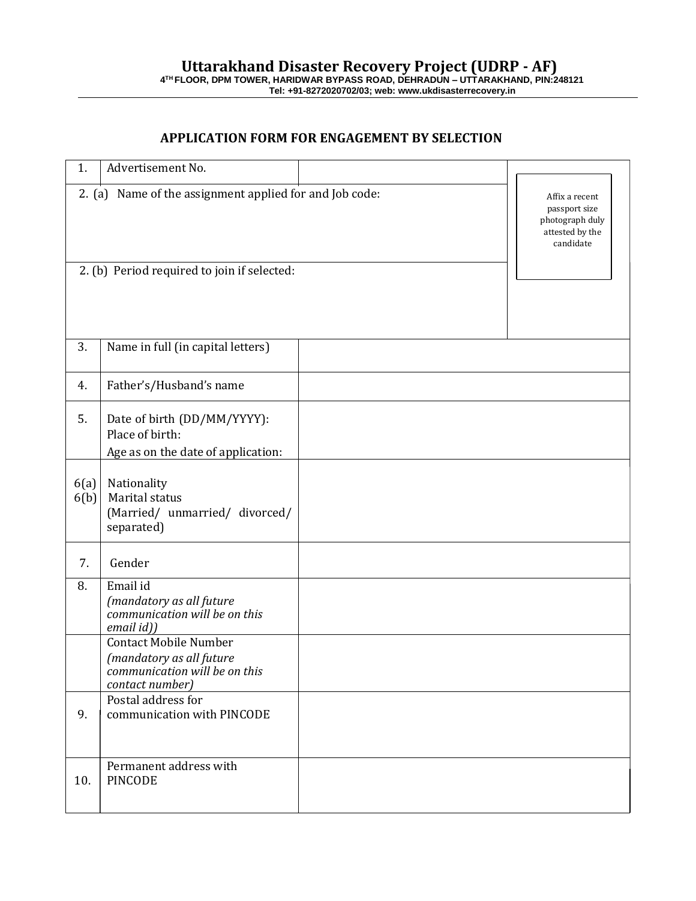# Uttarakhand Disaster Recovery Project (UDRP - AF)

**4TH FLOOR, DPM TOWER, HARIDWAR BYPASS ROAD, DEHRADUN – UTTARAKHAND, PIN:248121**
**Tel: +91-8272020702/03; web: www.ukdisasterrecovery.in**

## APPLICATION FORM FOR ENGAGEMENT BY SELECTION

| | | |
|---|---|---|
| 1. | Advertisement No. | |
| 2. (a) | Name of the assignment applied for and Job code: | Affix a recent passport size photograph duly attested by the candidate |
| 2. (b) | Period required to join if selected: | |
| 3. | Name in full (in capital letters) | |
| 4. | Father's/Husband's name | |
| 5. | Date of birth (DD/MM/YYYY):<br>Place of birth:<br>Age as on the date of application: | |
| 6(a)<br>6(b) | Nationality<br>Marital status<br>(Married/ unmarried/ divorced/ separated) | |
| 7. | Gender | |
| 8. | Email id<br>*(mandatory as all future communication will be on this email id))* | |
| | Contact Mobile Number<br>*(mandatory as all future communication will be on this contact number)* | |
| 9. | Postal address for communication with PINCODE | |
| 10. | Permanent address with PINCODE | |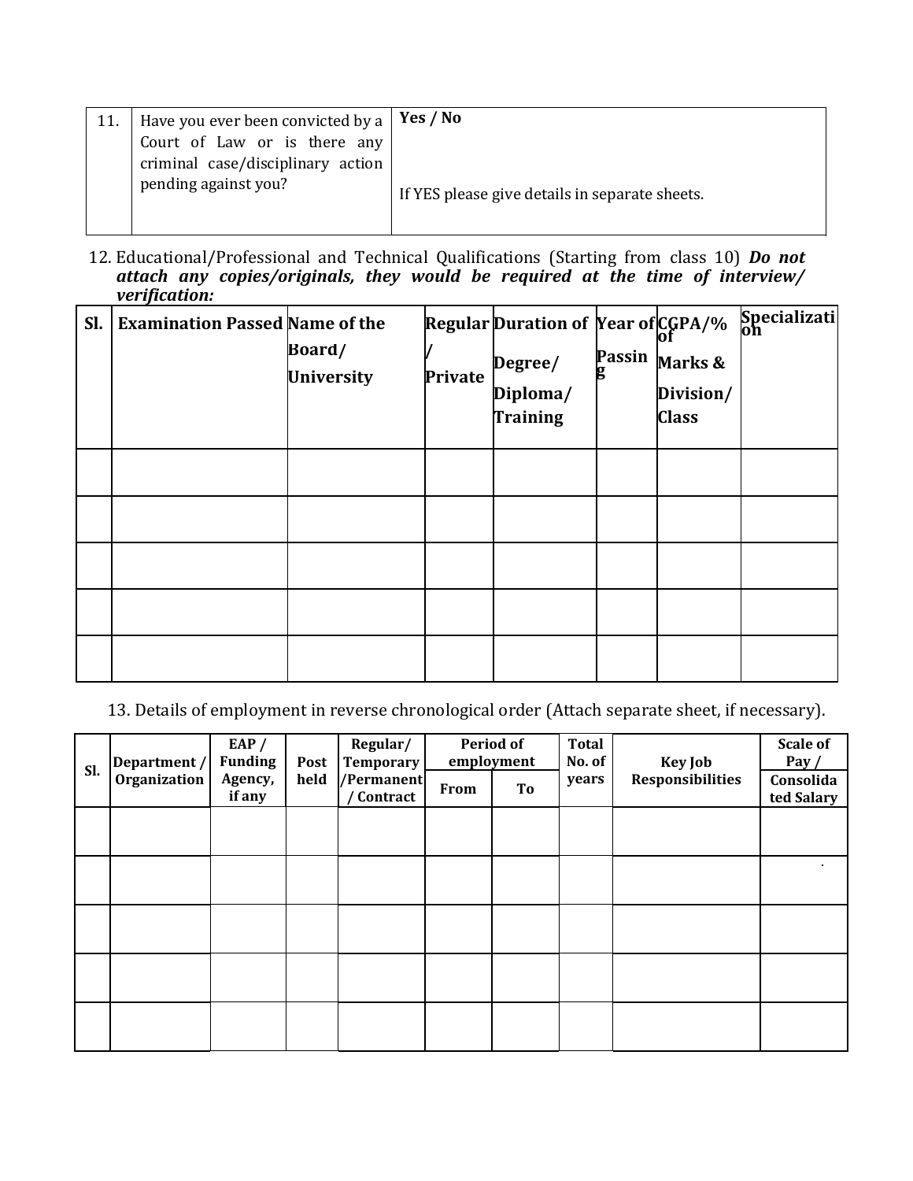| 11. | Have you ever been convicted by a Court of Law or is there any criminal case/disciplinary action pending against you? | **Yes / No**<br><br>If YES please give details in separate sheets. |
|---|---|---|

12. Educational/Professional and Technical Qualifications (Starting from class 10) ***Do not attach any copies/originals, they would be required at the time of interview/ verification:***

| Sl. | Examination Passed | Name of the Board/ University | Regular / Private | Duration of Degree/ Diploma/ Training | Year of Passing | CGPA/% of Marks & Division/ Class | Specialization |
|---|---|---|---|---|---|---|---|
| | | | | | | | |
| | | | | | | | |
| | | | | | | | |
| | | | | | | | |
| | | | | | | | |

13. Details of employment in reverse chronological order (Attach separate sheet, if necessary).

| Sl. | Department / Organization | EAP / Funding Agency, if any | Post held | Regular/ Temporary /Permanent / Contract | Period of employment | | Total No. of years | Key Job Responsibilities | Scale of Pay / |
|---|---|---|---|---|---|---|---|---|---|
| | | | | | From | To | | | Consolidated Salary |
| | | | | | | | | | |
| | | | | | | | | | |
| | | | | | | | | | |
| | | | | | | | | | |
| | | | | | | | | | |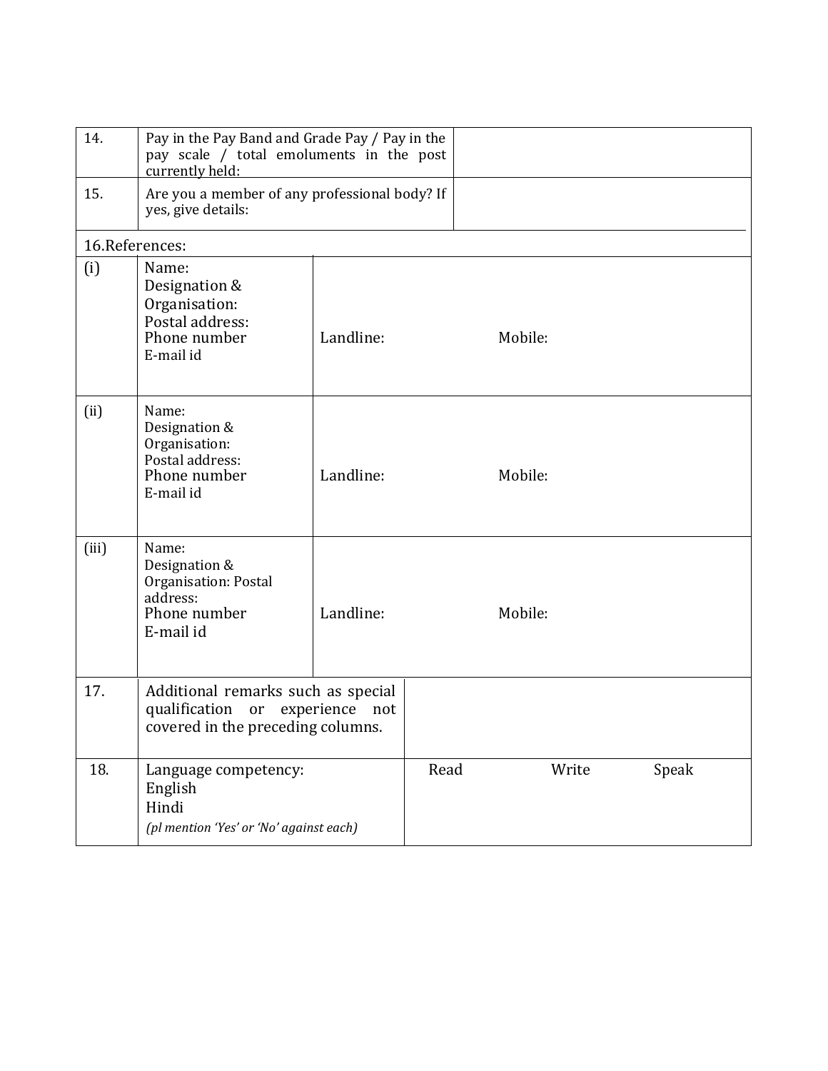| | | |
|---|---|---|
| 14. | Pay in the Pay Band and Grade Pay / Pay in the pay scale / total emoluments in the post currently held: | |
| 15. | Are you a member of any professional body? If yes, give details: | |

16.References:

| | | | |
|---|---|---|---|
| (i) | Name:<br>Designation &<br>Organisation:<br>Postal address:<br>Phone number<br>E-mail id | Landline: | Mobile: |
| (ii) | Name:<br>Designation &<br>Organisation:<br>Postal address:<br>Phone number<br>E-mail id | Landline: | Mobile: |
| (iii) | Name:<br>Designation &<br>Organisation: Postal address:<br>Phone number<br>E-mail id | Landline: | Mobile: |

| | | | | |
|---|---|---|---|---|
| 17. | Additional remarks such as special qualification or experience not covered in the preceding columns. | | | |
| 18. | Language competency:<br>English<br>Hindi<br>*(pl mention 'Yes' or 'No' against each)* | Read | Write | Speak |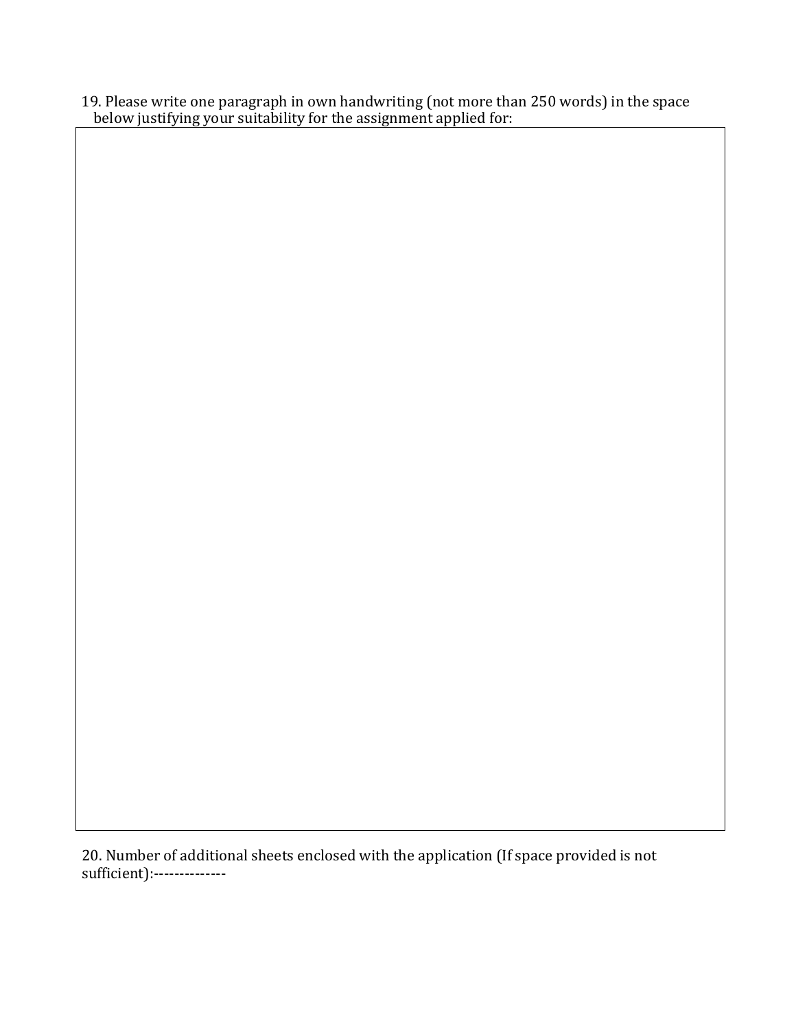19. Please write one paragraph in own handwriting (not more than 250 words) in the space below justifying your suitability for the assignment applied for:

20. Number of additional sheets enclosed with the application (If space provided is not sufficient):--------------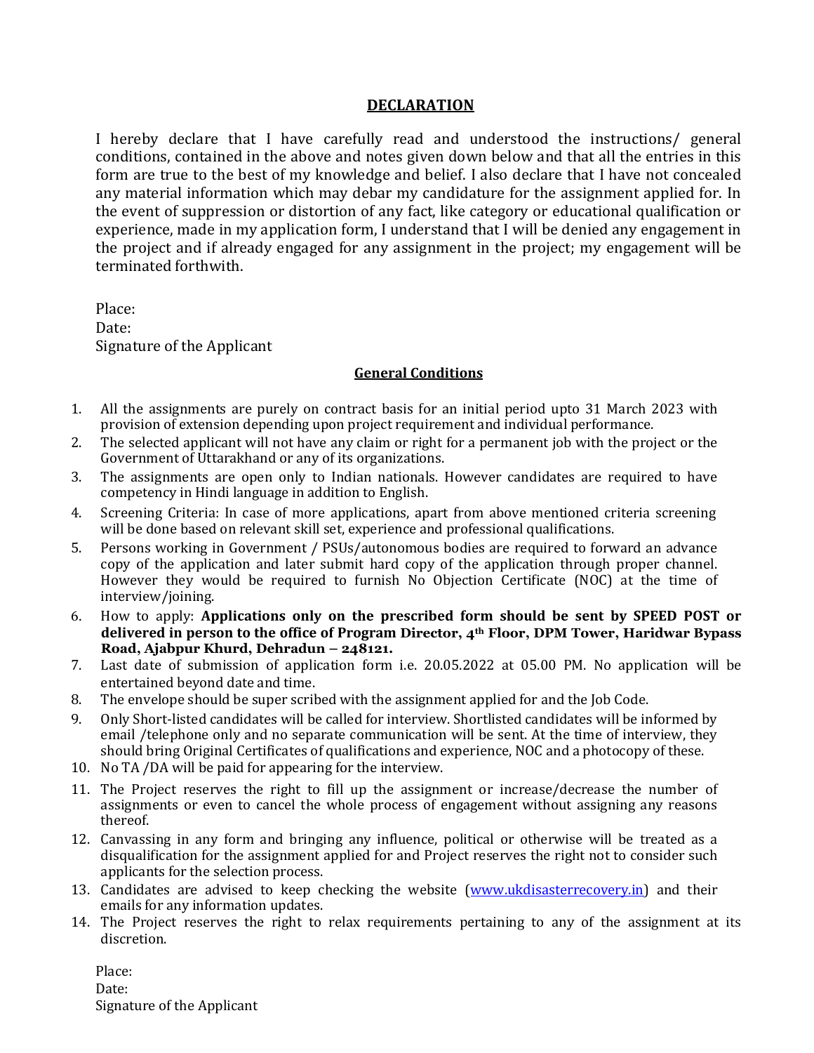## DECLARATION

I hereby declare that I have carefully read and understood the instructions/ general conditions, contained in the above and notes given down below and that all the entries in this form are true to the best of my knowledge and belief. I also declare that I have not concealed any material information which may debar my candidature for the assignment applied for. In the event of suppression or distortion of any fact, like category or educational qualification or experience, made in my application form, I understand that I will be denied any engagement in the project and if already engaged for any assignment in the project; my engagement will be terminated forthwith.

Place:
Date:
Signature of the Applicant

## General Conditions

1. All the assignments are purely on contract basis for an initial period upto 31 March 2023 with provision of extension depending upon project requirement and individual performance.
2. The selected applicant will not have any claim or right for a permanent job with the project or the Government of Uttarakhand or any of its organizations.
3. The assignments are open only to Indian nationals. However candidates are required to have competency in Hindi language in addition to English.
4. Screening Criteria: In case of more applications, apart from above mentioned criteria screening will be done based on relevant skill set, experience and professional qualifications.
5. Persons working in Government / PSUs/autonomous bodies are required to forward an advance copy of the application and later submit hard copy of the application through proper channel. However they would be required to furnish No Objection Certificate (NOC) at the time of interview/joining.
6. How to apply: **Applications only on the prescribed form should be sent by SPEED POST or delivered in person to the office of Program Director, 4th Floor, DPM Tower, Haridwar Bypass Road, Ajabpur Khurd, Dehradun – 248121.**
7. Last date of submission of application form i.e. 20.05.2022 at 05.00 PM. No application will be entertained beyond date and time.
8. The envelope should be super scribed with the assignment applied for and the Job Code.
9. Only Short-listed candidates will be called for interview. Shortlisted candidates will be informed by email /telephone only and no separate communication will be sent. At the time of interview, they should bring Original Certificates of qualifications and experience, NOC and a photocopy of these.
10. No TA /DA will be paid for appearing for the interview.
11. The Project reserves the right to fill up the assignment or increase/decrease the number of assignments or even to cancel the whole process of engagement without assigning any reasons thereof.
12. Canvassing in any form and bringing any influence, political or otherwise will be treated as a disqualification for the assignment applied for and Project reserves the right not to consider such applicants for the selection process.
13. Candidates are advised to keep checking the website (www.ukdisasterrecovery.in) and their emails for any information updates.
14. The Project reserves the right to relax requirements pertaining to any of the assignment at its discretion.

Place:
Date:
Signature of the Applicant